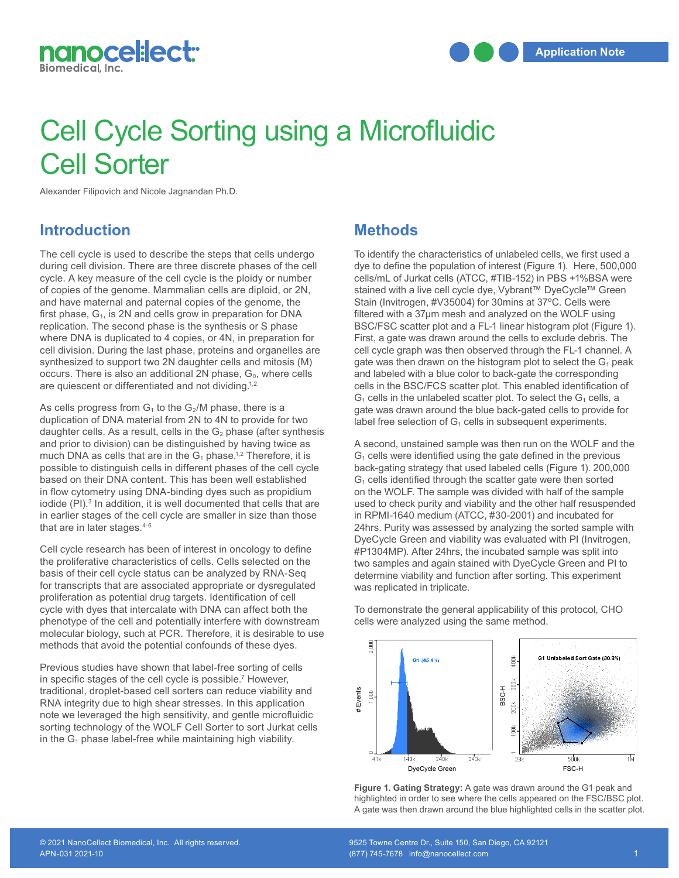# Cell Cycle Sorting using a Microfluidic Cell Sorter

Alexander Filipovich and Nicole Jagnandan Ph.D.

## Introduction

The cell cycle is used to describe the steps that cells undergo during cell division. There are three discrete phases of the cell cycle. A key measure of the cell cycle is the ploidy or number of copies of the genome. Mammalian cells are diploid, or 2N, and have maternal and paternal copies of the genome, the first phase, $G_1$, is 2N and cells grow in preparation for DNA replication. The second phase is the synthesis or S phase where DNA is duplicated to 4 copies, or 4N, in preparation for cell division. During the last phase, proteins and organelles are synthesized to support two 2N daughter cells and mitosis (M) occurs. There is also an additional 2N phase, $G_0$, where cells are quiescent or differentiated and not dividing.[1,2]

As cells progress from $G_1$ to the $G_2$/M phase, there is a duplication of DNA material from 2N to 4N to provide for two daughter cells. As a result, cells in the $G_2$ phase (after synthesis and prior to division) can be distinguished by having twice as much DNA as cells that are in the $G_1$ phase.[1,2] Therefore, it is possible to distinguish cells in different phases of the cell cycle based on their DNA content. This has been well established in flow cytometry using DNA-binding dyes such as propidium iodide (PI).[3] In addition, it is well documented that cells that are in earlier stages of the cell cycle are smaller in size than those that are in later stages.[4-6]

Cell cycle research has been of interest in oncology to define the proliferative characteristics of cells. Cells selected on the basis of their cell cycle status can be analyzed by RNA-Seq for transcripts that are associated appropriate or dysregulated proliferation as potential drug targets. Identification of cell cycle with dyes that intercalate with DNA can affect both the phenotype of the cell and potentially interfere with downstream molecular biology, such at PCR. Therefore, it is desirable to use methods that avoid the potential confounds of these dyes.

Previous studies have shown that label-free sorting of cells in specific stages of the cell cycle is possible.[7] However, traditional, droplet-based cell sorters can reduce viability and RNA integrity due to high shear stresses. In this application note we leveraged the high sensitivity, and gentle microfluidic sorting technology of the WOLF Cell Sorter to sort Jurkat cells in the $G_1$ phase label-free while maintaining high viability.

## Methods

To identify the characteristics of unlabeled cells, we first used a dye to define the population of interest (Figure 1). Here, 500,000 cells/mL of Jurkat cells (ATCC, #TIB-152) in PBS +1%BSA were stained with a live cell cycle dye, Vybrant™ DyeCycle™ Green Stain (Invitrogen, #V35004) for 30mins at 37ºC. Cells were filtered with a 37µm mesh and analyzed on the WOLF using BSC/FSC scatter plot and a FL-1 linear histogram plot (Figure 1). First, a gate was drawn around the cells to exclude debris. The cell cycle graph was then observed through the FL-1 channel. A gate was then drawn on the histogram plot to select the $G_1$ peak and labeled with a blue color to back-gate the corresponding cells in the BSC/FCS scatter plot. This enabled identification of $G_1$ cells in the unlabeled scatter plot. To select the $G_1$ cells, a gate was drawn around the blue back-gated cells to provide for label free selection of $G_1$ cells in subsequent experiments.

A second, unstained sample was then run on the WOLF and the $G_1$ cells were identified using the gate defined in the previous back-gating strategy that used labeled cells (Figure 1). 200,000 $G_1$ cells identified through the scatter gate were then sorted on the WOLF. The sample was divided with half of the sample used to check purity and viability and the other half resuspended in RPMI-1640 medium (ATCC, #30-2001) and incubated for 24hrs. Purity was assessed by analyzing the sorted sample with DyeCycle Green and viability was evaluated with PI (Invitrogen, #P1304MP). After 24hrs, the incubated sample was split into two samples and again stained with DyeCycle Green and PI to determine viability and function after sorting. This experiment was replicated in triplicate.

To demonstrate the general applicability of this protocol, CHO cells were analyzed using the same method.

G1 (45.4%)

# Events

2,000
1,000
0

41k 140k 240k 340k

DyeCycle Green

G1 Unlabeled Sort Gate (30.8%)

BSC-H

400k
300k
200k
100k
1

23k 500k 1M

FSC-H

**Figure 1. Gating Strategy:** A gate was drawn around the G1 peak and highlighted in order to see where the cells appeared on the FSC/BSC plot. A gate was then drawn around the blue highlighted cells in the scatter plot.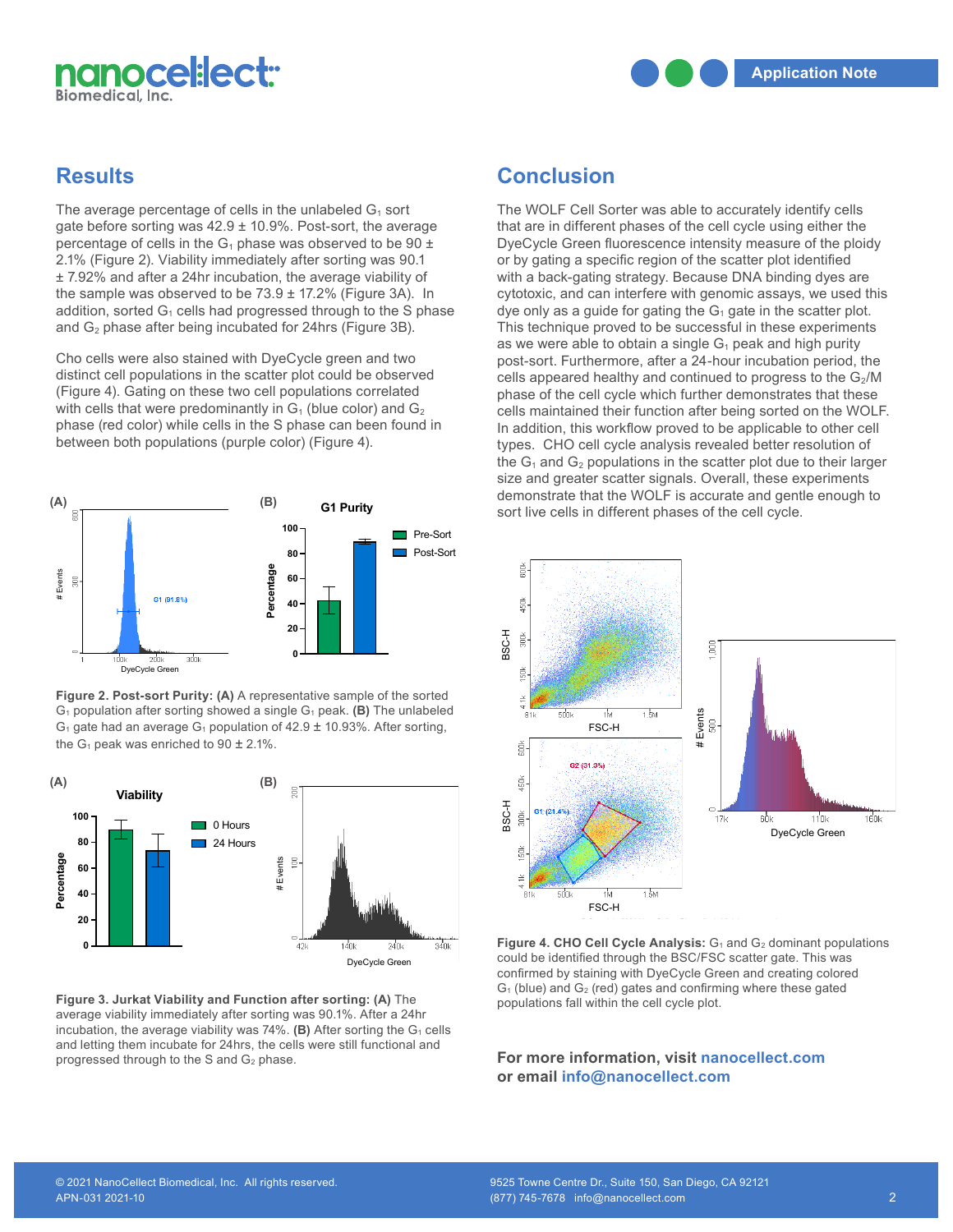## Results

The average percentage of cells in the unlabeled $G_1$ sort gate before sorting was 42.9 ± 10.9%. Post-sort, the average percentage of cells in the $G_1$ phase was observed to be 90 ± 2.1% (Figure 2). Viability immediately after sorting was 90.1 ± 7.92% and after a 24hr incubation, the average viability of the sample was observed to be 73.9 ± 17.2% (Figure 3A). In addition, sorted $G_1$ cells had progressed through to the S phase and $G_2$ phase after being incubated for 24hrs (Figure 3B).

Cho cells were also stained with DyeCycle green and two distinct cell populations in the scatter plot could be observed (Figure 4). Gating on these two cell populations correlated with cells that were predominantly in $G_1$ (blue color) and $G_2$ phase (red color) while cells in the S phase can been found in between both populations (purple color) (Figure 4).

(A)

# Events

DyeCycle Green

G1 (91.8%)

(B)

G1 Purity

Percentage

Pre-Sort

Post-Sort

**Figure 2. Post-sort Purity: (A)** A representative sample of the sorted $G_1$ population after sorting showed a single $G_1$ peak. **(B)** The unlabeled $G_1$ gate had an average $G_1$ population of 42.9 ± 10.93%. After sorting, the $G_1$ peak was enriched to 90 ± 2.1%.

(A)

Viability

Percentage

0 Hours

24 Hours

(B)

# Events

DyeCycle Green

**Figure 3. Jurkat Viability and Function after sorting: (A)** The average viability immediately after sorting was 90.1%. After a 24hr incubation, the average viability was 74%. **(B)** After sorting the $G_1$ cells and letting them incubate for 24hrs, the cells were still functional and progressed through to the S and $G_2$ phase.

## Conclusion

The WOLF Cell Sorter was able to accurately identify cells that are in different phases of the cell cycle using either the DyeCycle Green fluorescence intensity measure of the ploidy or by gating a specific region of the scatter plot identified with a back-gating strategy. Because DNA binding dyes are cytotoxic, and can interfere with genomic assays, we used this dye only as a guide for gating the $G_1$ gate in the scatter plot. This technique proved to be successful in these experiments as we were able to obtain a single $G_1$ peak and high purity post-sort. Furthermore, after a 24-hour incubation period, the cells appeared healthy and continued to progress to the $G_2$/M phase of the cell cycle which further demonstrates that these cells maintained their function after being sorted on the WOLF. In addition, this workflow proved to be applicable to other cell types. CHO cell cycle analysis revealed better resolution of the $G_1$ and $G_2$ populations in the scatter plot due to their larger size and greater scatter signals. Overall, these experiments demonstrate that the WOLF is accurate and gentle enough to sort live cells in different phases of the cell cycle.

BSC-H

FSC-H

G2 (31.3%)

G1 (21.4%)

# Events

DyeCycle Green

**Figure 4. CHO Cell Cycle Analysis:** $G_1$ and $G_2$ dominant populations could be identified through the BSC/FSC scatter gate. This was confirmed by staining with DyeCycle Green and creating colored $G_1$ (blue) and $G_2$ (red) gates and confirming where these gated populations fall within the cell cycle plot.

**For more information, visit nanocellect.com or email info@nanocellect.com**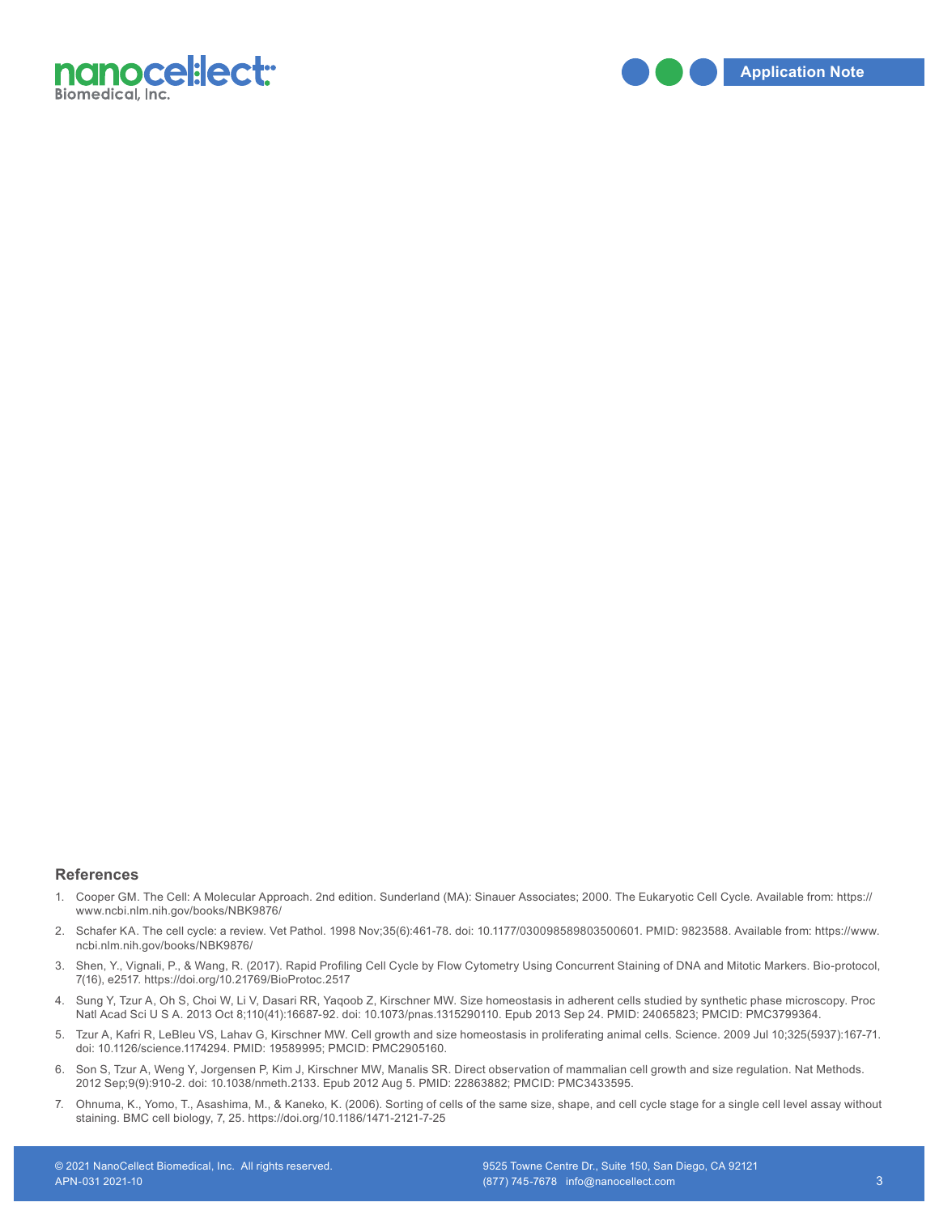## References

1. Cooper GM. The Cell: A Molecular Approach. 2nd edition. Sunderland (MA): Sinauer Associates; 2000. The Eukaryotic Cell Cycle. Available from: https://www.ncbi.nlm.nih.gov/books/NBK9876/
2. Schafer KA. The cell cycle: a review. Vet Pathol. 1998 Nov;35(6):461-78. doi: 10.1177/030098589803500601. PMID: 9823588. Available from: https://www.ncbi.nlm.nih.gov/books/NBK9876/
3. Shen, Y., Vignali, P., & Wang, R. (2017). Rapid Profiling Cell Cycle by Flow Cytometry Using Concurrent Staining of DNA and Mitotic Markers. Bio-protocol, 7(16), e2517. https://doi.org/10.21769/BioProtoc.2517
4. Sung Y, Tzur A, Oh S, Choi W, Li V, Dasari RR, Yaqoob Z, Kirschner MW. Size homeostasis in adherent cells studied by synthetic phase microscopy. Proc Natl Acad Sci U S A. 2013 Oct 8;110(41):16687-92. doi: 10.1073/pnas.1315290110. Epub 2013 Sep 24. PMID: 24065823; PMCID: PMC3799364.
5. Tzur A, Kafri R, LeBleu VS, Lahav G, Kirschner MW. Cell growth and size homeostasis in proliferating animal cells. Science. 2009 Jul 10;325(5937):167-71. doi: 10.1126/science.1174294. PMID: 19589995; PMCID: PMC2905160.
6. Son S, Tzur A, Weng Y, Jorgensen P, Kim J, Kirschner MW, Manalis SR. Direct observation of mammalian cell growth and size regulation. Nat Methods. 2012 Sep;9(9):910-2. doi: 10.1038/nmeth.2133. Epub 2012 Aug 5. PMID: 22863882; PMCID: PMC3433595.
7. Ohnuma, K., Yomo, T., Asashima, M., & Kaneko, K. (2006). Sorting of cells of the same size, shape, and cell cycle stage for a single cell level assay without staining. BMC cell biology, 7, 25. https://doi.org/10.1186/1471-2121-7-25

© 2021 NanoCellect Biomedical, Inc. All rights reserved.
APN-031 2021-10

9525 Towne Centre Dr., Suite 150, San Diego, CA 92121
(877) 745-7678 info@nanocellect.com